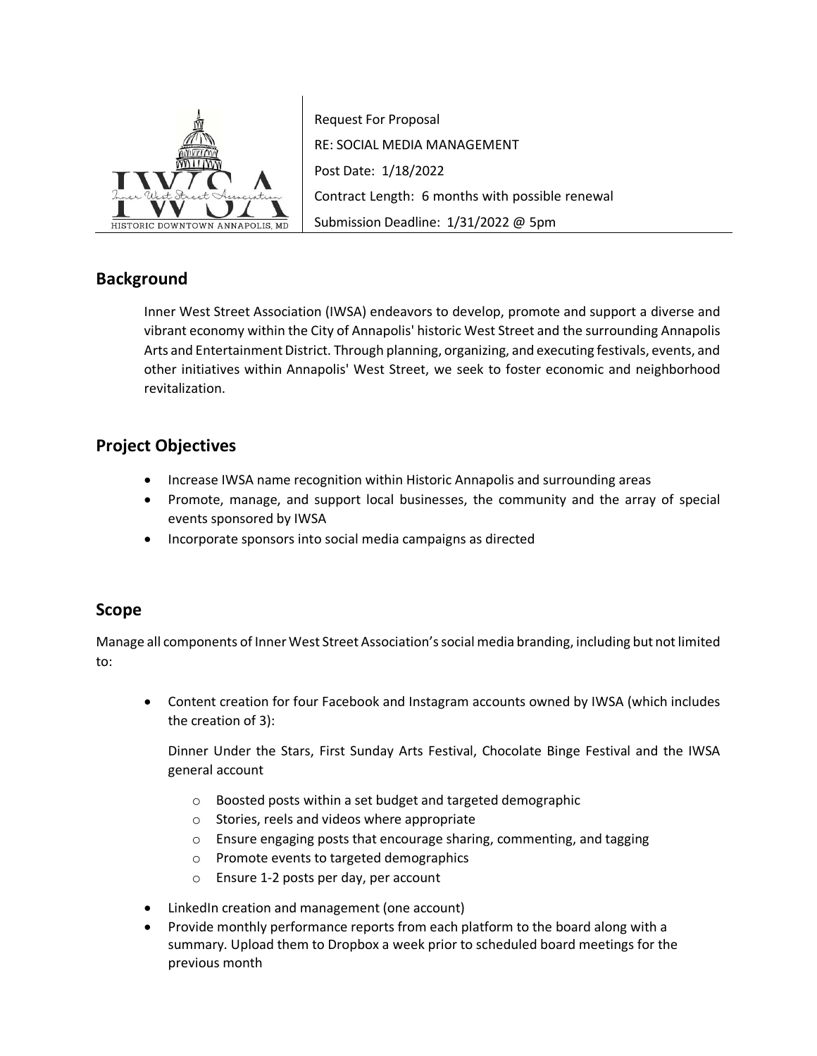Request For Proposal

RE: SOCIAL MEDIA MANAGEMENT

Post Date: 1/18/2022

Contract Length: 6 months with possible renewal

Submission Deadline: 1/31/2022 @ 5pm

## Background

Inner West Street Association (IWSA) endeavors to develop, promote and support a diverse and vibrant economy within the City of Annapolis' historic West Street and the surrounding Annapolis Arts and Entertainment District. Through planning, organizing, and executing festivals, events, and other initiatives within Annapolis' West Street, we seek to foster economic and neighborhood revitalization.

## Project Objectives

- Increase IWSA name recognition within Historic Annapolis and surrounding areas
- Promote, manage, and support local businesses, the community and the array of special events sponsored by IWSA
- Incorporate sponsors into social media campaigns as directed

## Scope

Manage all components of Inner West Street Association's social media branding, including but not limited to:

- Content creation for four Facebook and Instagram accounts owned by IWSA (which includes the creation of 3):

  Dinner Under the Stars, First Sunday Arts Festival, Chocolate Binge Festival and the IWSA general account

  - Boosted posts within a set budget and targeted demographic
  - Stories, reels and videos where appropriate
  - Ensure engaging posts that encourage sharing, commenting, and tagging
  - Promote events to targeted demographics
  - Ensure 1-2 posts per day, per account
- LinkedIn creation and management (one account)
- Provide monthly performance reports from each platform to the board along with a summary. Upload them to Dropbox a week prior to scheduled board meetings for the previous month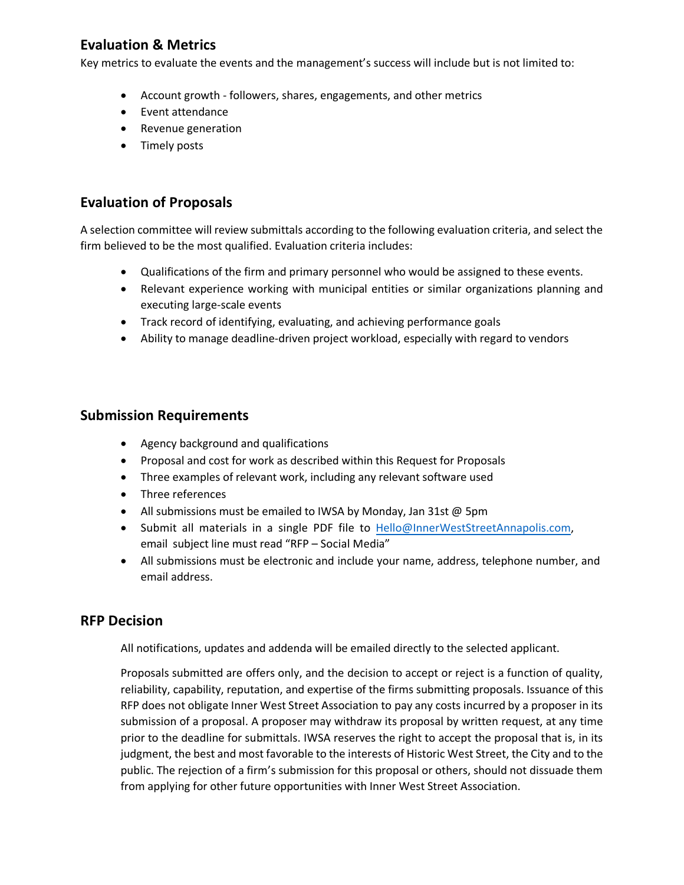## Evaluation & Metrics

Key metrics to evaluate the events and the management's success will include but is not limited to:

- Account growth - followers, shares, engagements, and other metrics
- Event attendance
- Revenue generation
- Timely posts

## Evaluation of Proposals

A selection committee will review submittals according to the following evaluation criteria, and select the firm believed to be the most qualified. Evaluation criteria includes:

- Qualifications of the firm and primary personnel who would be assigned to these events.
- Relevant experience working with municipal entities or similar organizations planning and executing large-scale events
- Track record of identifying, evaluating, and achieving performance goals
- Ability to manage deadline-driven project workload, especially with regard to vendors

## Submission Requirements

- Agency background and qualifications
- Proposal and cost for work as described within this Request for Proposals
- Three examples of relevant work, including any relevant software used
- Three references
- All submissions must be emailed to IWSA by Monday, Jan 31st @ 5pm
- Submit all materials in a single PDF file to Hello@InnerWestStreetAnnapolis.com, email subject line must read "RFP – Social Media"
- All submissions must be electronic and include your name, address, telephone number, and email address.

## RFP Decision

All notifications, updates and addenda will be emailed directly to the selected applicant.

Proposals submitted are offers only, and the decision to accept or reject is a function of quality, reliability, capability, reputation, and expertise of the firms submitting proposals. Issuance of this RFP does not obligate Inner West Street Association to pay any costs incurred by a proposer in its submission of a proposal. A proposer may withdraw its proposal by written request, at any time prior to the deadline for submittals. IWSA reserves the right to accept the proposal that is, in its judgment, the best and most favorable to the interests of Historic West Street, the City and to the public. The rejection of a firm's submission for this proposal or others, should not dissuade them from applying for other future opportunities with Inner West Street Association.